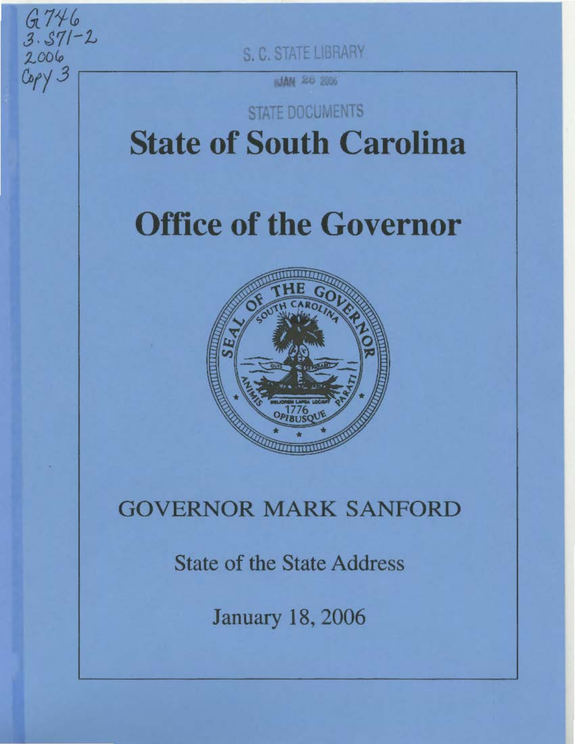G746
3.S71-2
2006
Copy 3

S. C. STATE LIBRARY

JAN 26 2006

STATE DOCUMENTS

# State of South Carolina

# Office of the Governor

## GOVERNOR MARK SANFORD

State of the State Address

January 18, 2006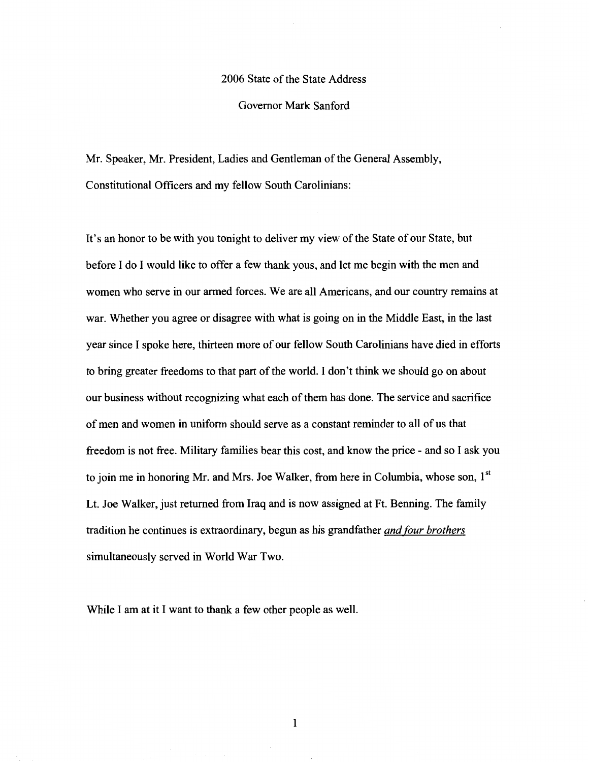2006 State of the State Address

Governor Mark Sanford

Mr. Speaker, Mr. President, Ladies and Gentleman of the General Assembly, Constitutional Officers and my fellow South Carolinians:

It's an honor to be with you tonight to deliver my view of the State of our State, but before I do I would like to offer a few thank yous, and let me begin with the men and women who serve in our armed forces. We are all Americans, and our country remains at war. Whether you agree or disagree with what is going on in the Middle East, in the last year since I spoke here, thirteen more of our fellow South Carolinians have died in efforts to bring greater freedoms to that part of the world. I don't think we should go on about our business without recognizing what each of them has done. The service and sacrifice of men and women in uniform should serve as a constant reminder to all of us that freedom is not free. Military families bear this cost, and know the price - and so I ask you to join me in honoring Mr. and Mrs. Joe Walker, from here in Columbia, whose son, 1st Lt. Joe Walker, just returned from Iraq and is now assigned at Ft. Benning. The family tradition he continues is extraordinary, begun as his grandfather ***and four brothers*** simultaneously served in World War Two.

While I am at it I want to thank a few other people as well.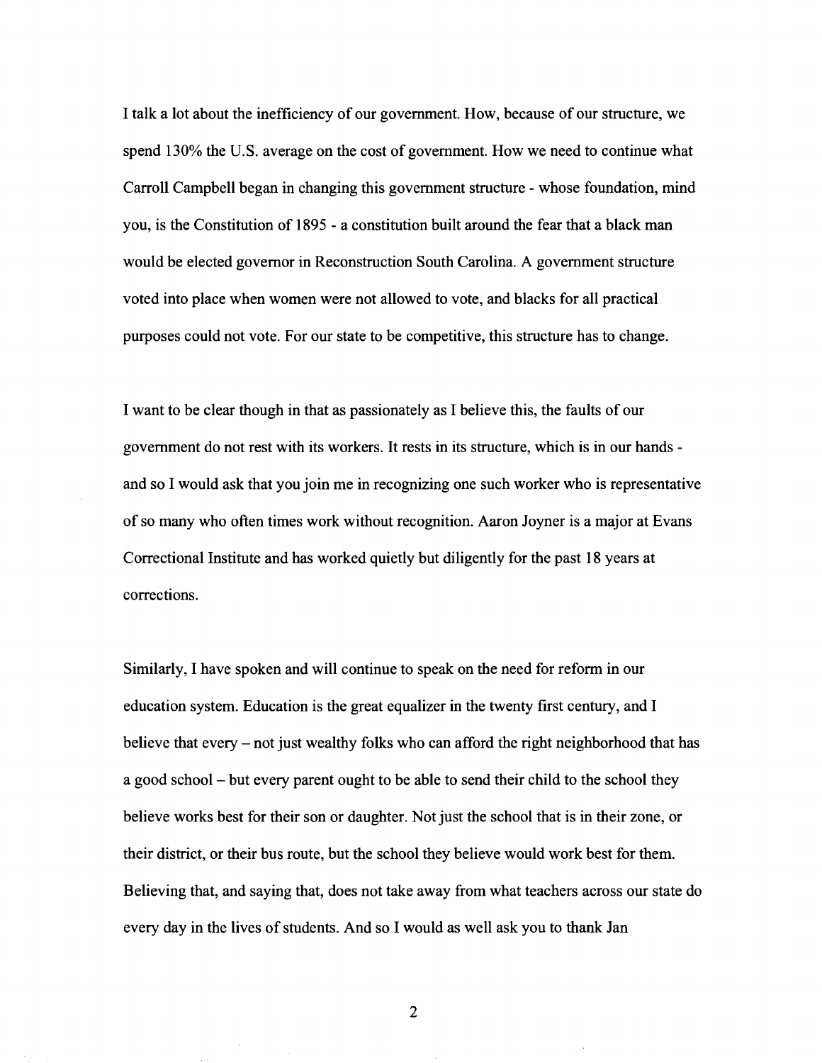I talk a lot about the inefficiency of our government. How, because of our structure, we spend 130% the U.S. average on the cost of government. How we need to continue what Carroll Campbell began in changing this government structure - whose foundation, mind you, is the Constitution of 1895 - a constitution built around the fear that a black man would be elected governor in Reconstruction South Carolina. A government structure voted into place when women were not allowed to vote, and blacks for all practical purposes could not vote. For our state to be competitive, this structure has to change.

I want to be clear though in that as passionately as I believe this, the faults of our government do not rest with its workers. It rests in its structure, which is in our hands - and so I would ask that you join me in recognizing one such worker who is representative of so many who often times work without recognition. Aaron Joyner is a major at Evans Correctional Institute and has worked quietly but diligently for the past 18 years at corrections.

Similarly, I have spoken and will continue to speak on the need for reform in our education system. Education is the great equalizer in the twenty first century, and I believe that every – not just wealthy folks who can afford the right neighborhood that has a good school – but every parent ought to be able to send their child to the school they believe works best for their son or daughter. Not just the school that is in their zone, or their district, or their bus route, but the school they believe would work best for them. Believing that, and saying that, does not take away from what teachers across our state do every day in the lives of students. And so I would as well ask you to thank Jan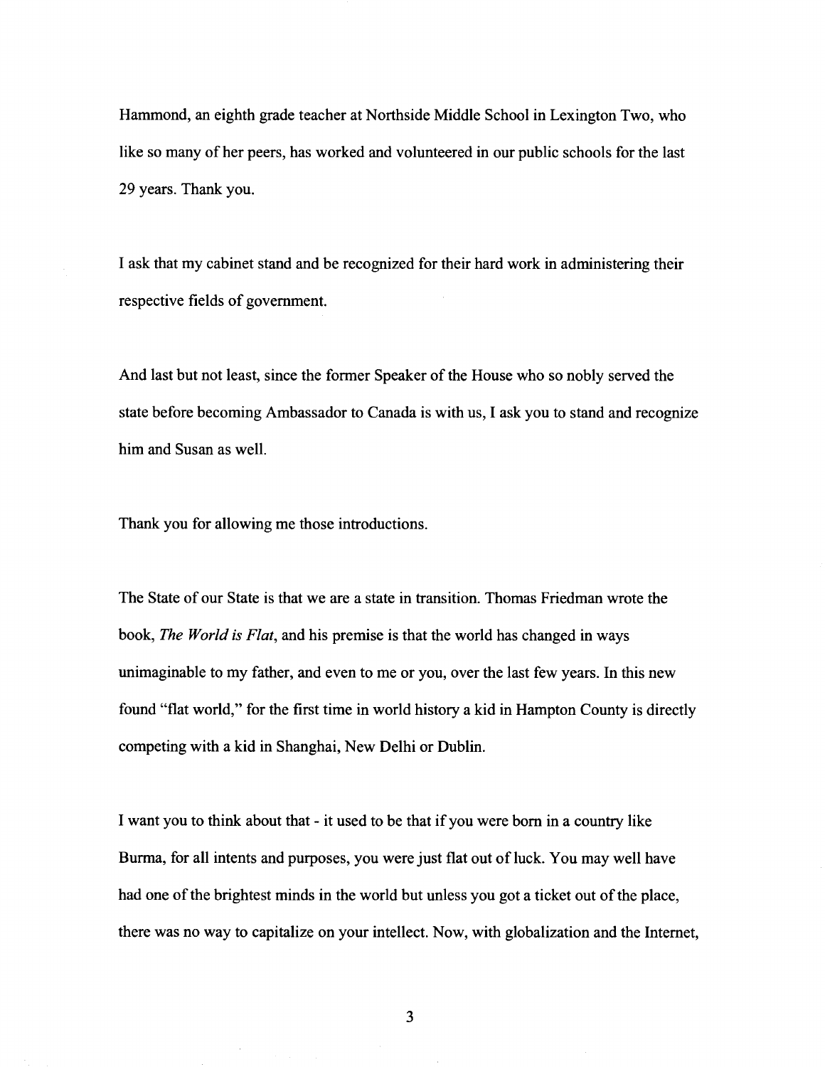Hammond, an eighth grade teacher at Northside Middle School in Lexington Two, who like so many of her peers, has worked and volunteered in our public schools for the last 29 years. Thank you.

I ask that my cabinet stand and be recognized for their hard work in administering their respective fields of government.

And last but not least, since the former Speaker of the House who so nobly served the state before becoming Ambassador to Canada is with us, I ask you to stand and recognize him and Susan as well.

Thank you for allowing me those introductions.

The State of our State is that we are a state in transition. Thomas Friedman wrote the book, *The World is Flat*, and his premise is that the world has changed in ways unimaginable to my father, and even to me or you, over the last few years. In this new found "flat world," for the first time in world history a kid in Hampton County is directly competing with a kid in Shanghai, New Delhi or Dublin.

I want you to think about that - it used to be that if you were born in a country like Burma, for all intents and purposes, you were just flat out of luck. You may well have had one of the brightest minds in the world but unless you got a ticket out of the place, there was no way to capitalize on your intellect. Now, with globalization and the Internet,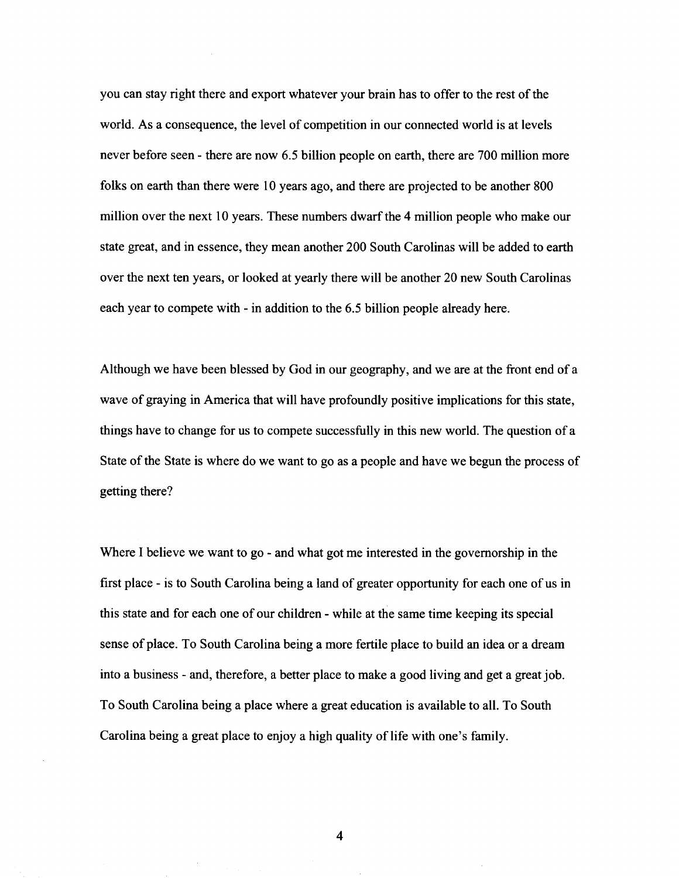you can stay right there and export whatever your brain has to offer to the rest of the world. As a consequence, the level of competition in our connected world is at levels never before seen - there are now 6.5 billion people on earth, there are 700 million more folks on earth than there were 10 years ago, and there are projected to be another 800 million over the next 10 years. These numbers dwarf the 4 million people who make our state great, and in essence, they mean another 200 South Carolinas will be added to earth over the next ten years, or looked at yearly there will be another 20 new South Carolinas each year to compete with - in addition to the 6.5 billion people already here.

Although we have been blessed by God in our geography, and we are at the front end of a wave of graying in America that will have profoundly positive implications for this state, things have to change for us to compete successfully in this new world. The question of a State of the State is where do we want to go as a people and have we begun the process of getting there?

Where I believe we want to go - and what got me interested in the governorship in the first place - is to South Carolina being a land of greater opportunity for each one of us in this state and for each one of our children - while at the same time keeping its special sense of place. To South Carolina being a more fertile place to build an idea or a dream into a business - and, therefore, a better place to make a good living and get a great job. To South Carolina being a place where a great education is available to all. To South Carolina being a great place to enjoy a high quality of life with one's family.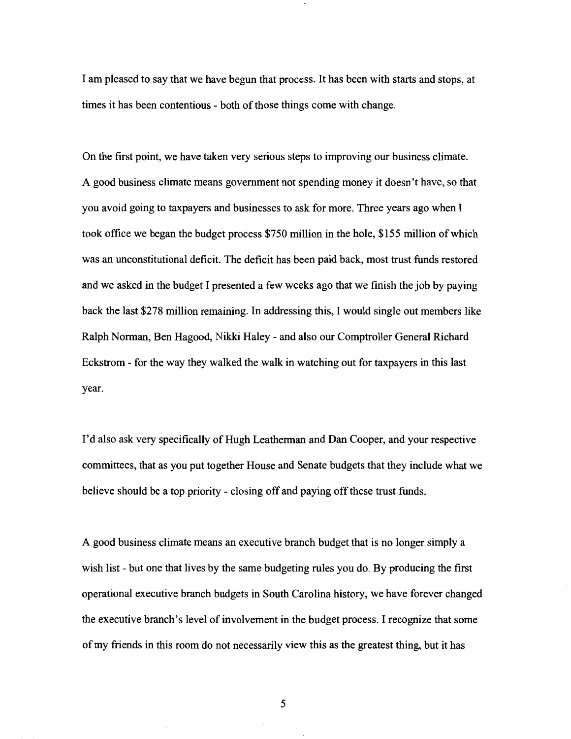I am pleased to say that we have begun that process. It has been with starts and stops, at times it has been contentious - both of those things come with change.

On the first point, we have taken very serious steps to improving our business climate. A good business climate means government not spending money it doesn't have, so that you avoid going to taxpayers and businesses to ask for more. Three years ago when I took office we began the budget process $750 million in the hole, $155 million of which was an unconstitutional deficit. The deficit has been paid back, most trust funds restored and we asked in the budget I presented a few weeks ago that we finish the job by paying back the last $278 million remaining. In addressing this, I would single out members like Ralph Norman, Ben Hagood, Nikki Haley - and also our Comptroller General Richard Eckstrom - for the way they walked the walk in watching out for taxpayers in this last year.

I'd also ask very specifically of Hugh Leatherman and Dan Cooper, and your respective committees, that as you put together House and Senate budgets that they include what we believe should be a top priority - closing off and paying off these trust funds.

A good business climate means an executive branch budget that is no longer simply a wish list - but one that lives by the same budgeting rules you do. By producing the first operational executive branch budgets in South Carolina history, we have forever changed the executive branch's level of involvement in the budget process. I recognize that some of my friends in this room do not necessarily view this as the greatest thing, but it has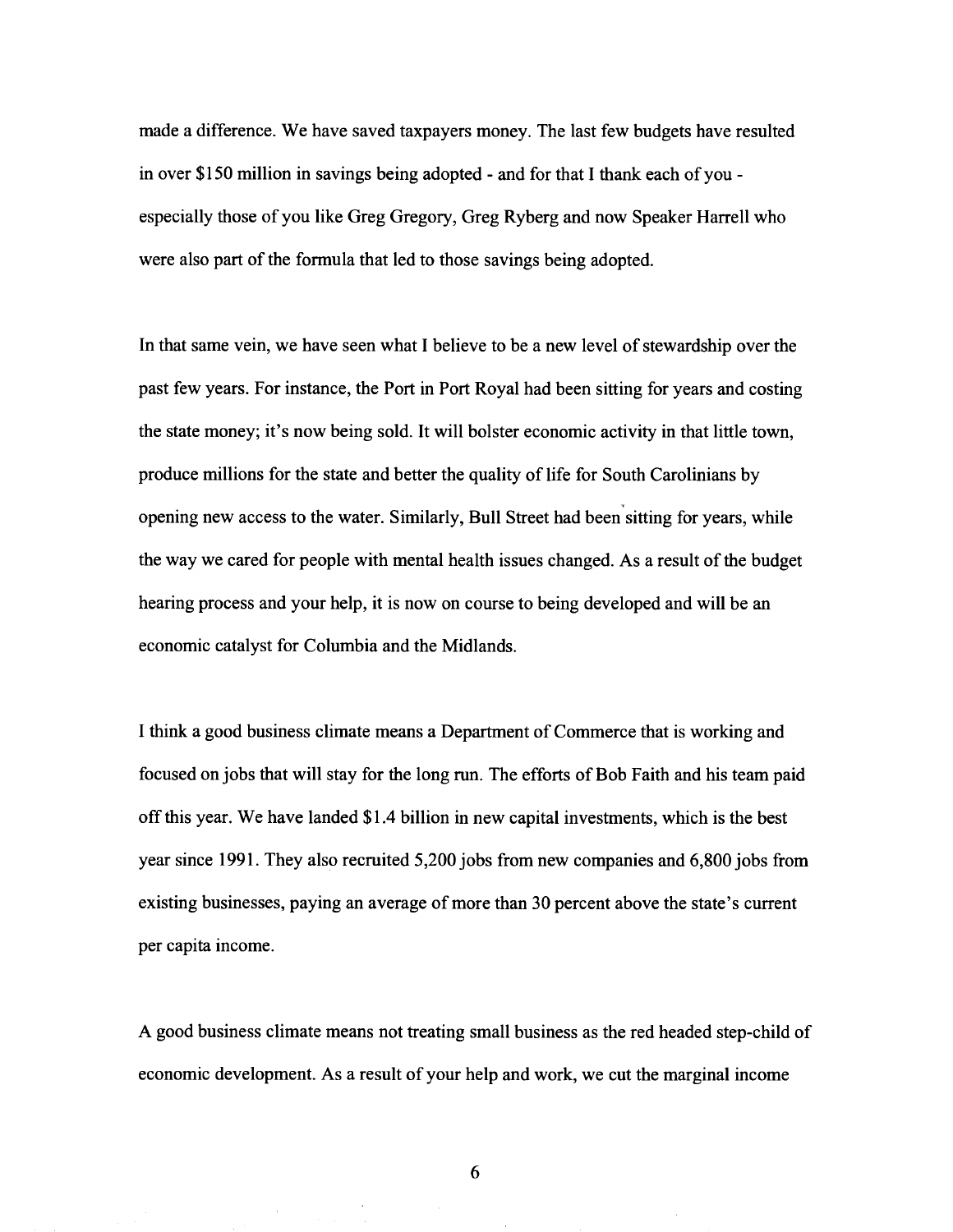made a difference. We have saved taxpayers money. The last few budgets have resulted in over $150 million in savings being adopted - and for that I thank each of you - especially those of you like Greg Gregory, Greg Ryberg and now Speaker Harrell who were also part of the formula that led to those savings being adopted.

In that same vein, we have seen what I believe to be a new level of stewardship over the past few years. For instance, the Port in Port Royal had been sitting for years and costing the state money; it's now being sold. It will bolster economic activity in that little town, produce millions for the state and better the quality of life for South Carolinians by opening new access to the water. Similarly, Bull Street had been sitting for years, while the way we cared for people with mental health issues changed. As a result of the budget hearing process and your help, it is now on course to being developed and will be an economic catalyst for Columbia and the Midlands.

I think a good business climate means a Department of Commerce that is working and focused on jobs that will stay for the long run. The efforts of Bob Faith and his team paid off this year. We have landed $1.4 billion in new capital investments, which is the best year since 1991. They also recruited 5,200 jobs from new companies and 6,800 jobs from existing businesses, paying an average of more than 30 percent above the state's current per capita income.

A good business climate means not treating small business as the red headed step-child of economic development. As a result of your help and work, we cut the marginal income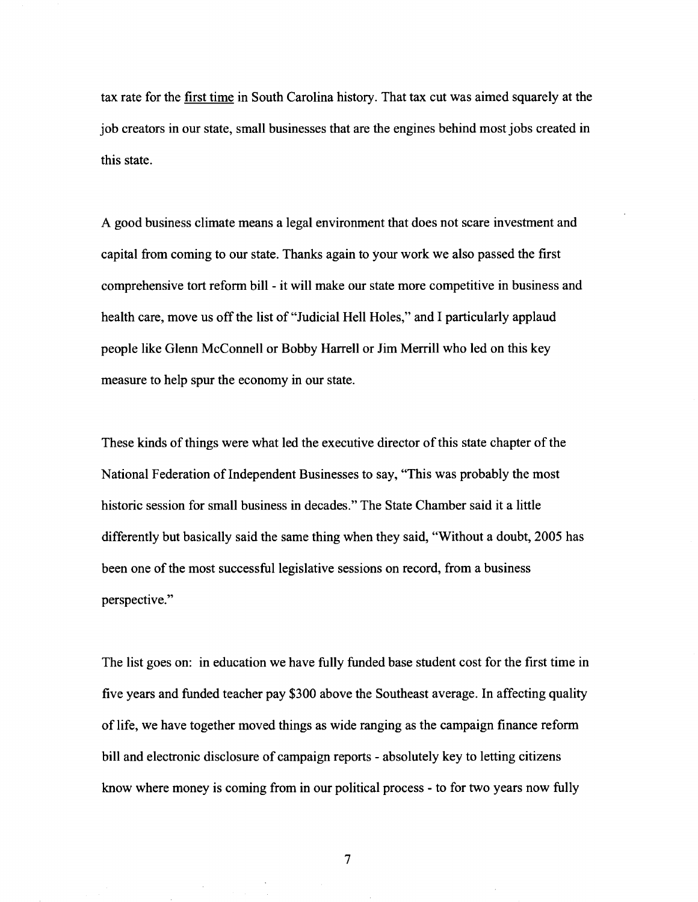tax rate for the <u>first time</u> in South Carolina history. That tax cut was aimed squarely at the job creators in our state, small businesses that are the engines behind most jobs created in this state.

A good business climate means a legal environment that does not scare investment and capital from coming to our state. Thanks again to your work we also passed the first comprehensive tort reform bill - it will make our state more competitive in business and health care, move us off the list of "Judicial Hell Holes," and I particularly applaud people like Glenn McConnell or Bobby Harrell or Jim Merrill who led on this key measure to help spur the economy in our state.

These kinds of things were what led the executive director of this state chapter of the National Federation of Independent Businesses to say, "This was probably the most historic session for small business in decades." The State Chamber said it a little differently but basically said the same thing when they said, "Without a doubt, 2005 has been one of the most successful legislative sessions on record, from a business perspective."

The list goes on: in education we have fully funded base student cost for the first time in five years and funded teacher pay $300 above the Southeast average. In affecting quality of life, we have together moved things as wide ranging as the campaign finance reform bill and electronic disclosure of campaign reports - absolutely key to letting citizens know where money is coming from in our political process - to for two years now fully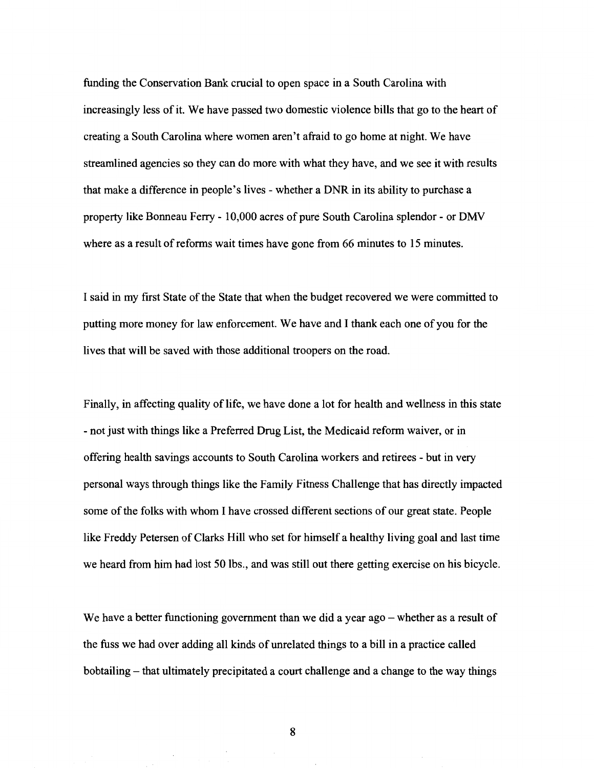funding the Conservation Bank crucial to open space in a South Carolina with increasingly less of it. We have passed two domestic violence bills that go to the heart of creating a South Carolina where women aren't afraid to go home at night. We have streamlined agencies so they can do more with what they have, and we see it with results that make a difference in people's lives - whether a DNR in its ability to purchase a property like Bonneau Ferry - 10,000 acres of pure South Carolina splendor - or DMV where as a result of reforms wait times have gone from 66 minutes to 15 minutes.

I said in my first State of the State that when the budget recovered we were committed to putting more money for law enforcement. We have and I thank each one of you for the lives that will be saved with those additional troopers on the road.

Finally, in affecting quality of life, we have done a lot for health and wellness in this state - not just with things like a Preferred Drug List, the Medicaid reform waiver, or in offering health savings accounts to South Carolina workers and retirees - but in very personal ways through things like the Family Fitness Challenge that has directly impacted some of the folks with whom I have crossed different sections of our great state. People like Freddy Petersen of Clarks Hill who set for himself a healthy living goal and last time we heard from him had lost 50 lbs., and was still out there getting exercise on his bicycle.

We have a better functioning government than we did a year ago – whether as a result of the fuss we had over adding all kinds of unrelated things to a bill in a practice called bobtailing – that ultimately precipitated a court challenge and a change to the way things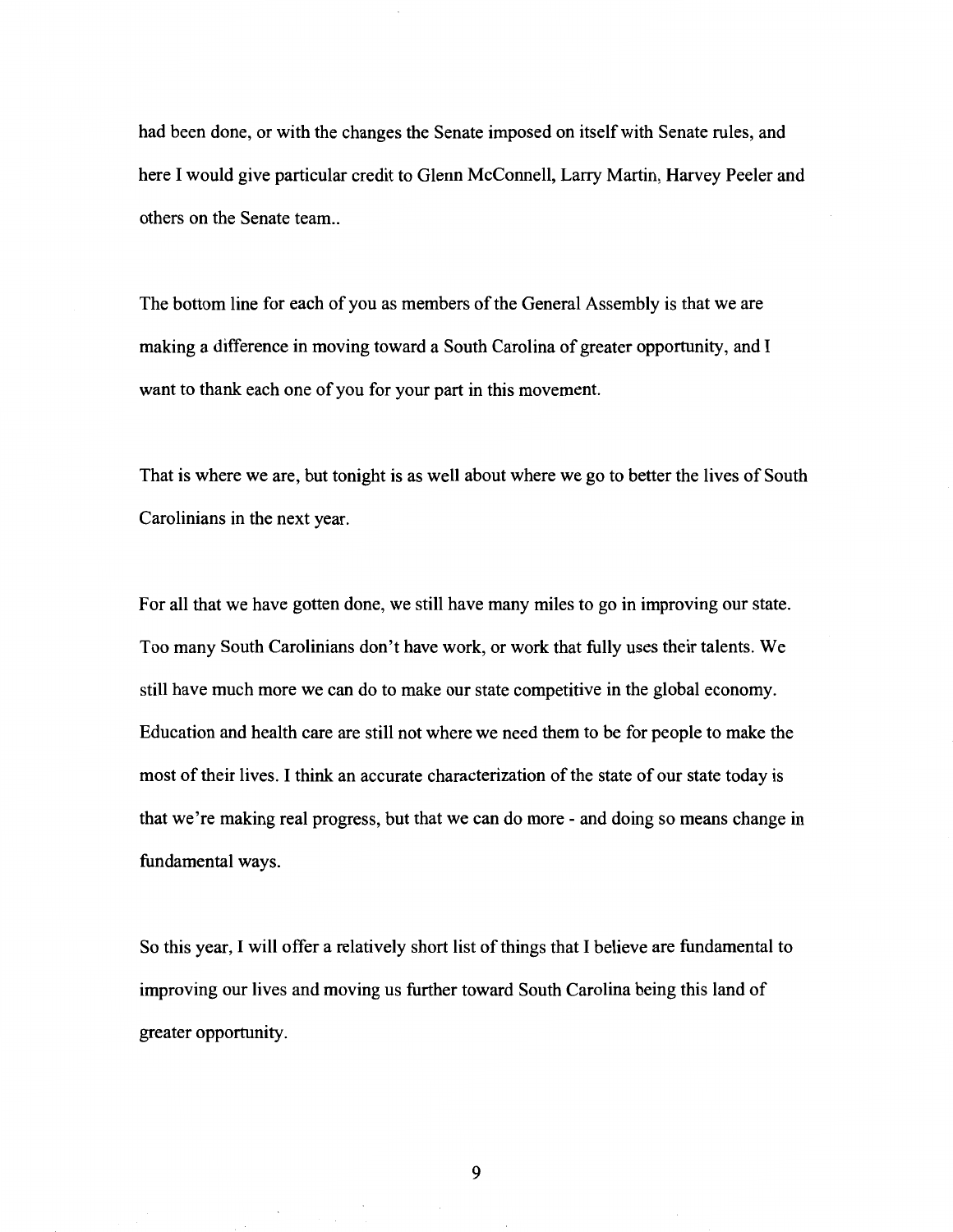had been done, or with the changes the Senate imposed on itself with Senate rules, and here I would give particular credit to Glenn McConnell, Larry Martin, Harvey Peeler and others on the Senate team..

The bottom line for each of you as members of the General Assembly is that we are making a difference in moving toward a South Carolina of greater opportunity, and I want to thank each one of you for your part in this movement.

That is where we are, but tonight is as well about where we go to better the lives of South Carolinians in the next year.

For all that we have gotten done, we still have many miles to go in improving our state. Too many South Carolinians don't have work, or work that fully uses their talents. We still have much more we can do to make our state competitive in the global economy. Education and health care are still not where we need them to be for people to make the most of their lives. I think an accurate characterization of the state of our state today is that we're making real progress, but that we can do more - and doing so means change in fundamental ways.

So this year, I will offer a relatively short list of things that I believe are fundamental to improving our lives and moving us further toward South Carolina being this land of greater opportunity.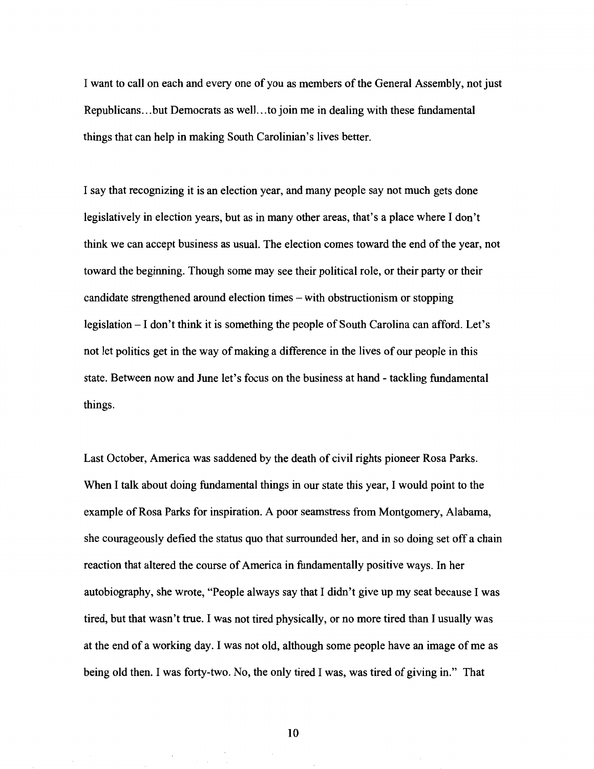I want to call on each and every one of you as members of the General Assembly, not just Republicans…but Democrats as well…to join me in dealing with these fundamental things that can help in making South Carolinian's lives better.

I say that recognizing it is an election year, and many people say not much gets done legislatively in election years, but as in many other areas, that's a place where I don't think we can accept business as usual. The election comes toward the end of the year, not toward the beginning. Though some may see their political role, or their party or their candidate strengthened around election times – with obstructionism or stopping legislation – I don't think it is something the people of South Carolina can afford. Let's not let politics get in the way of making a difference in the lives of our people in this state. Between now and June let's focus on the business at hand - tackling fundamental things.

Last October, America was saddened by the death of civil rights pioneer Rosa Parks. When I talk about doing fundamental things in our state this year, I would point to the example of Rosa Parks for inspiration. A poor seamstress from Montgomery, Alabama, she courageously defied the status quo that surrounded her, and in so doing set off a chain reaction that altered the course of America in fundamentally positive ways. In her autobiography, she wrote, "People always say that I didn't give up my seat because I was tired, but that wasn't true. I was not tired physically, or no more tired than I usually was at the end of a working day. I was not old, although some people have an image of me as being old then. I was forty-two. No, the only tired I was, was tired of giving in." That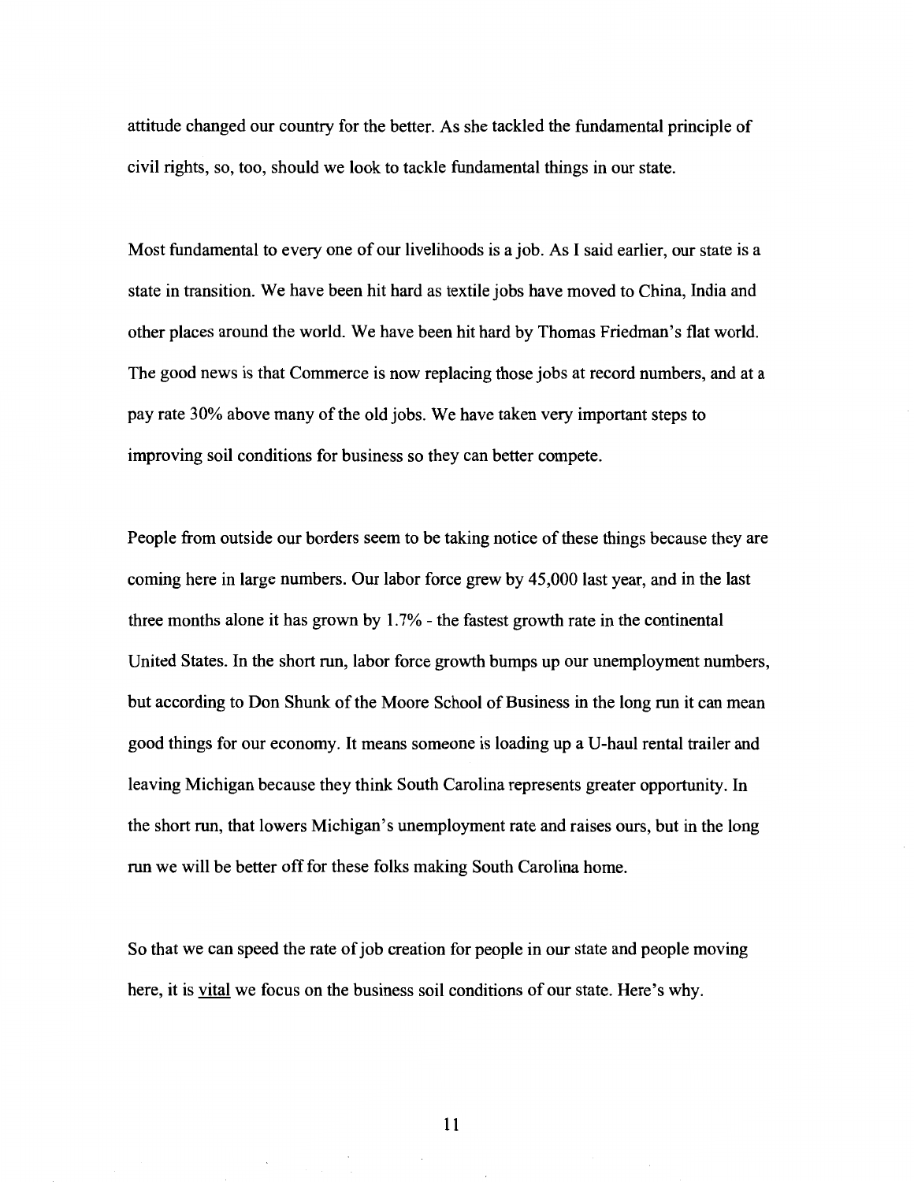attitude changed our country for the better. As she tackled the fundamental principle of civil rights, so, too, should we look to tackle fundamental things in our state.

Most fundamental to every one of our livelihoods is a job. As I said earlier, our state is a state in transition. We have been hit hard as textile jobs have moved to China, India and other places around the world. We have been hit hard by Thomas Friedman's flat world. The good news is that Commerce is now replacing those jobs at record numbers, and at a pay rate 30% above many of the old jobs. We have taken very important steps to improving soil conditions for business so they can better compete.

People from outside our borders seem to be taking notice of these things because they are coming here in large numbers. Our labor force grew by 45,000 last year, and in the last three months alone it has grown by 1.7% - the fastest growth rate in the continental United States. In the short run, labor force growth bumps up our unemployment numbers, but according to Don Shunk of the Moore School of Business in the long run it can mean good things for our economy. It means someone is loading up a U-haul rental trailer and leaving Michigan because they think South Carolina represents greater opportunity. In the short run, that lowers Michigan's unemployment rate and raises ours, but in the long run we will be better off for these folks making South Carolina home.

So that we can speed the rate of job creation for people in our state and people moving here, it is <u>vital</u> we focus on the business soil conditions of our state. Here's why.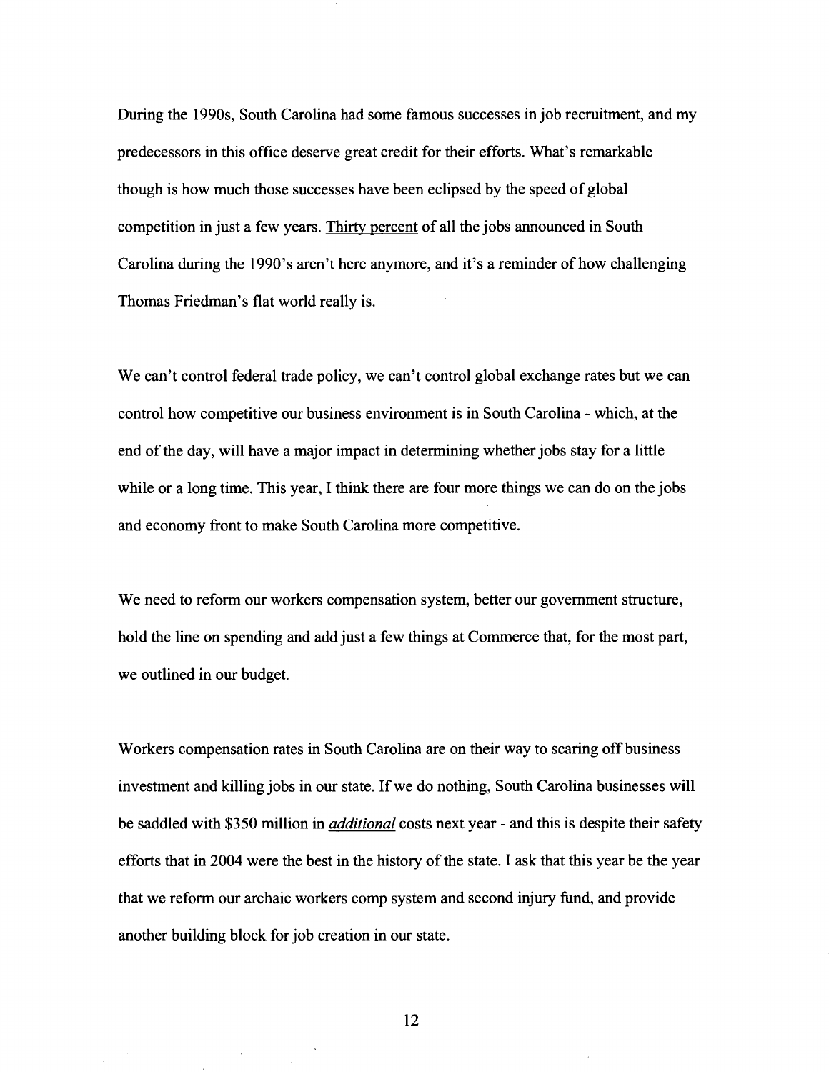During the 1990s, South Carolina had some famous successes in job recruitment, and my predecessors in this office deserve great credit for their efforts. What's remarkable though is how much those successes have been eclipsed by the speed of global competition in just a few years. <u>Thirty percent</u> of all the jobs announced in South Carolina during the 1990's aren't here anymore, and it's a reminder of how challenging Thomas Friedman's flat world really is.

We can't control federal trade policy, we can't control global exchange rates but we can control how competitive our business environment is in South Carolina - which, at the end of the day, will have a major impact in determining whether jobs stay for a little while or a long time. This year, I think there are four more things we can do on the jobs and economy front to make South Carolina more competitive.

We need to reform our workers compensation system, better our government structure, hold the line on spending and add just a few things at Commerce that, for the most part, we outlined in our budget.

Workers compensation rates in South Carolina are on their way to scaring off business investment and killing jobs in our state. If we do nothing, South Carolina businesses will be saddled with $350 million in <u>*additional*</u> costs next year - and this is despite their safety efforts that in 2004 were the best in the history of the state. I ask that this year be the year that we reform our archaic workers comp system and second injury fund, and provide another building block for job creation in our state.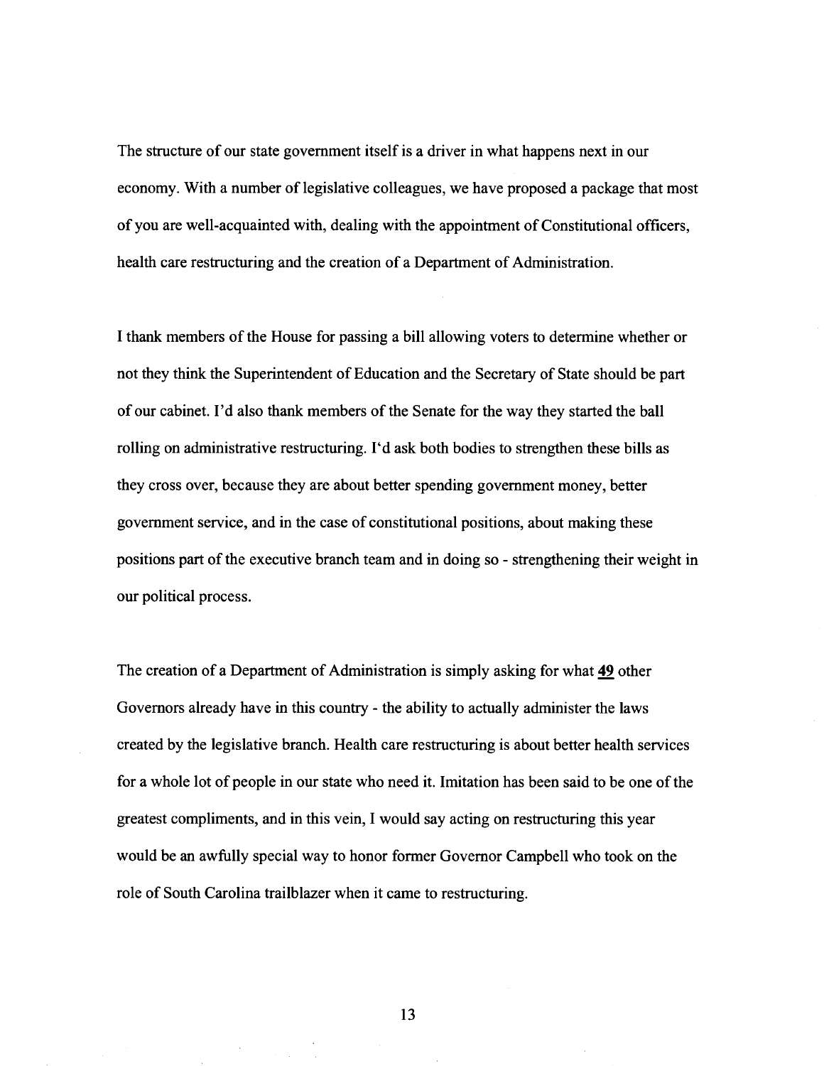The structure of our state government itself is a driver in what happens next in our economy. With a number of legislative colleagues, we have proposed a package that most of you are well-acquainted with, dealing with the appointment of Constitutional officers, health care restructuring and the creation of a Department of Administration.

I thank members of the House for passing a bill allowing voters to determine whether or not they think the Superintendent of Education and the Secretary of State should be part of our cabinet. I'd also thank members of the Senate for the way they started the ball rolling on administrative restructuring. I'd ask both bodies to strengthen these bills as they cross over, because they are about better spending government money, better government service, and in the case of constitutional positions, about making these positions part of the executive branch team and in doing so - strengthening their weight in our political process.

The creation of a Department of Administration is simply asking for what **49** other Governors already have in this country - the ability to actually administer the laws created by the legislative branch. Health care restructuring is about better health services for a whole lot of people in our state who need it. Imitation has been said to be one of the greatest compliments, and in this vein, I would say acting on restructuring this year would be an awfully special way to honor former Governor Campbell who took on the role of South Carolina trailblazer when it came to restructuring.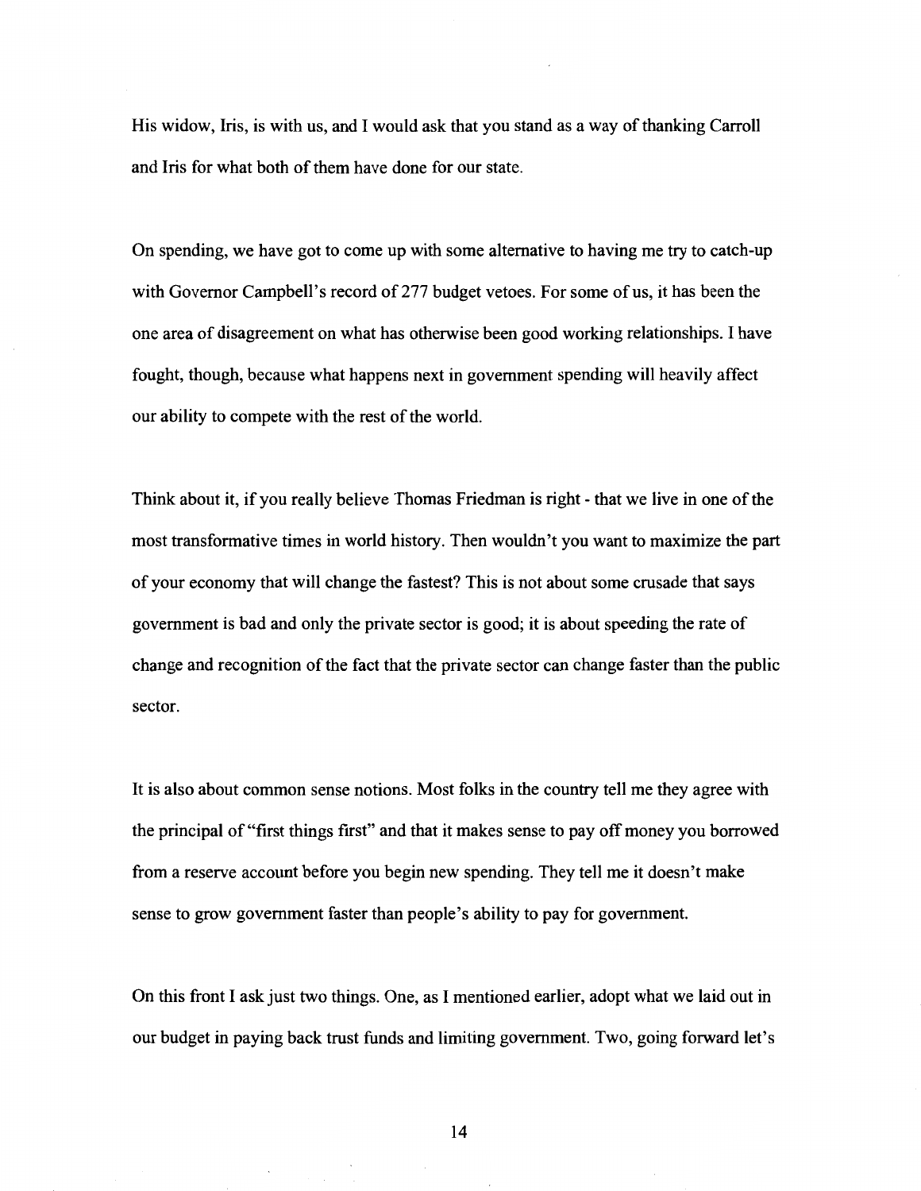His widow, Iris, is with us, and I would ask that you stand as a way of thanking Carroll and Iris for what both of them have done for our state.

On spending, we have got to come up with some alternative to having me try to catch-up with Governor Campbell's record of 277 budget vetoes. For some of us, it has been the one area of disagreement on what has otherwise been good working relationships. I have fought, though, because what happens next in government spending will heavily affect our ability to compete with the rest of the world.

Think about it, if you really believe Thomas Friedman is right - that we live in one of the most transformative times in world history. Then wouldn't you want to maximize the part of your economy that will change the fastest? This is not about some crusade that says government is bad and only the private sector is good; it is about speeding the rate of change and recognition of the fact that the private sector can change faster than the public sector.

It is also about common sense notions. Most folks in the country tell me they agree with the principal of "first things first" and that it makes sense to pay off money you borrowed from a reserve account before you begin new spending. They tell me it doesn't make sense to grow government faster than people's ability to pay for government.

On this front I ask just two things. One, as I mentioned earlier, adopt what we laid out in our budget in paying back trust funds and limiting government. Two, going forward let's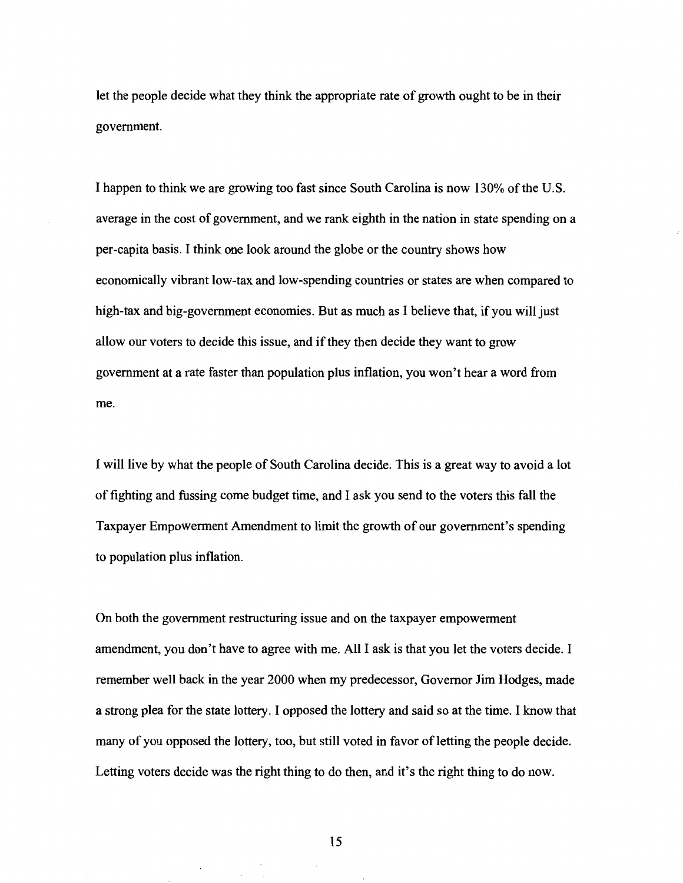let the people decide what they think the appropriate rate of growth ought to be in their government.

I happen to think we are growing too fast since South Carolina is now 130% of the U.S. average in the cost of government, and we rank eighth in the nation in state spending on a per-capita basis. I think one look around the globe or the country shows how economically vibrant low-tax and low-spending countries or states are when compared to high-tax and big-government economies. But as much as I believe that, if you will just allow our voters to decide this issue, and if they then decide they want to grow government at a rate faster than population plus inflation, you won't hear a word from me.

I will live by what the people of South Carolina decide. This is a great way to avoid a lot of fighting and fussing come budget time, and I ask you send to the voters this fall the Taxpayer Empowerment Amendment to limit the growth of our government's spending to population plus inflation.

On both the government restructuring issue and on the taxpayer empowerment amendment, you don't have to agree with me. All I ask is that you let the voters decide. I remember well back in the year 2000 when my predecessor, Governor Jim Hodges, made a strong plea for the state lottery. I opposed the lottery and said so at the time. I know that many of you opposed the lottery, too, but still voted in favor of letting the people decide. Letting voters decide was the right thing to do then, and it's the right thing to do now.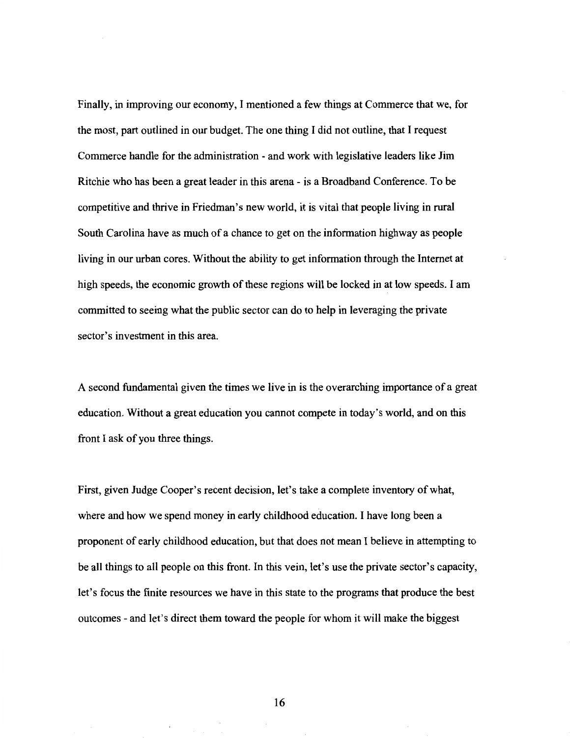Finally, in improving our economy, I mentioned a few things at Commerce that we, for the most, part outlined in our budget. The one thing I did not outline, that I request Commerce handle for the administration - and work with legislative leaders like Jim Ritchie who has been a great leader in this arena - is a Broadband Conference. To be competitive and thrive in Friedman's new world, it is vital that people living in rural South Carolina have as much of a chance to get on the information highway as people living in our urban cores. Without the ability to get information through the Internet at high speeds, the economic growth of these regions will be locked in at low speeds. I am committed to seeing what the public sector can do to help in leveraging the private sector's investment in this area.

A second fundamental given the times we live in is the overarching importance of a great education. Without a great education you cannot compete in today's world, and on this front I ask of you three things.

First, given Judge Cooper's recent decision, let's take a complete inventory of what, where and how we spend money in early childhood education. I have long been a proponent of early childhood education, but that does not mean I believe in attempting to be all things to all people on this front. In this vein, let's use the private sector's capacity, let's focus the finite resources we have in this state to the programs that produce the best outcomes - and let's direct them toward the people for whom it will make the biggest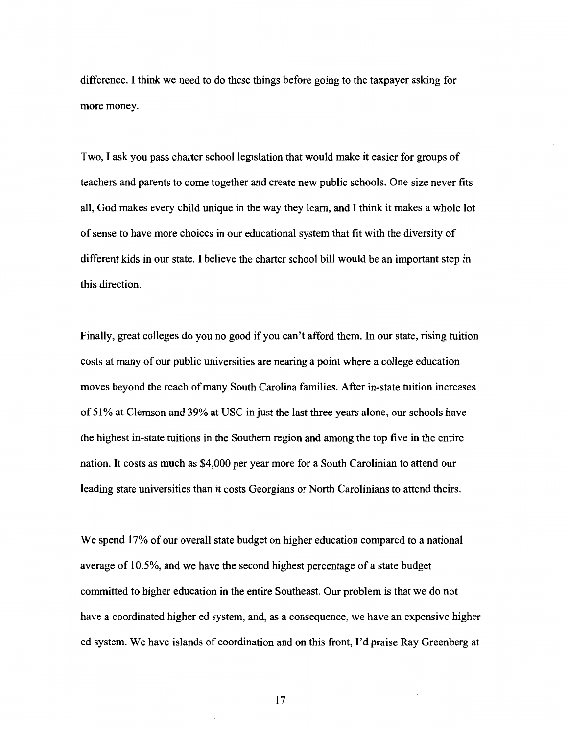difference. I think we need to do these things before going to the taxpayer asking for more money.

Two, I ask you pass charter school legislation that would make it easier for groups of teachers and parents to come together and create new public schools. One size never fits all, God makes every child unique in the way they learn, and I think it makes a whole lot of sense to have more choices in our educational system that fit with the diversity of different kids in our state. I believe the charter school bill would be an important step in this direction.

Finally, great colleges do you no good if you can't afford them. In our state, rising tuition costs at many of our public universities are nearing a point where a college education moves beyond the reach of many South Carolina families. After in-state tuition increases of 51% at Clemson and 39% at USC in just the last three years alone, our schools have the highest in-state tuitions in the Southern region and among the top five in the entire nation. It costs as much as $4,000 per year more for a South Carolinian to attend our leading state universities than it costs Georgians or North Carolinians to attend theirs.

We spend 17% of our overall state budget on higher education compared to a national average of 10.5%, and we have the second highest percentage of a state budget committed to higher education in the entire Southeast. Our problem is that we do not have a coordinated higher ed system, and, as a consequence, we have an expensive higher ed system. We have islands of coordination and on this front, I'd praise Ray Greenberg at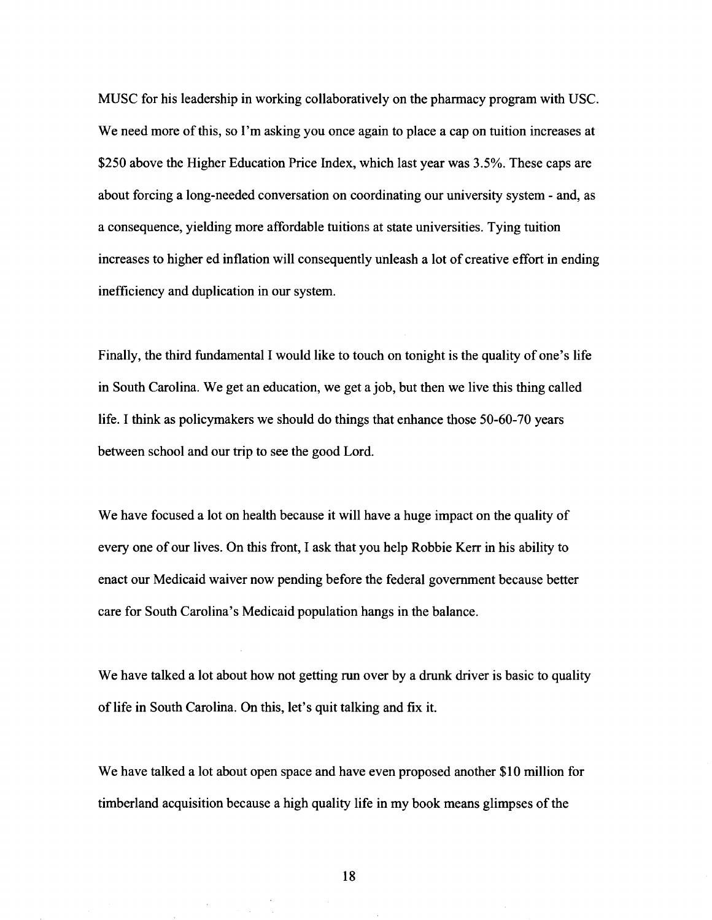MUSC for his leadership in working collaboratively on the pharmacy program with USC. We need more of this, so I'm asking you once again to place a cap on tuition increases at $250 above the Higher Education Price Index, which last year was 3.5%. These caps are about forcing a long-needed conversation on coordinating our university system - and, as a consequence, yielding more affordable tuitions at state universities. Tying tuition increases to higher ed inflation will consequently unleash a lot of creative effort in ending inefficiency and duplication in our system.

Finally, the third fundamental I would like to touch on tonight is the quality of one's life in South Carolina. We get an education, we get a job, but then we live this thing called life. I think as policymakers we should do things that enhance those 50-60-70 years between school and our trip to see the good Lord.

We have focused a lot on health because it will have a huge impact on the quality of every one of our lives. On this front, I ask that you help Robbie Kerr in his ability to enact our Medicaid waiver now pending before the federal government because better care for South Carolina's Medicaid population hangs in the balance.

We have talked a lot about how not getting run over by a drunk driver is basic to quality of life in South Carolina. On this, let's quit talking and fix it.

We have talked a lot about open space and have even proposed another $10 million for timberland acquisition because a high quality life in my book means glimpses of the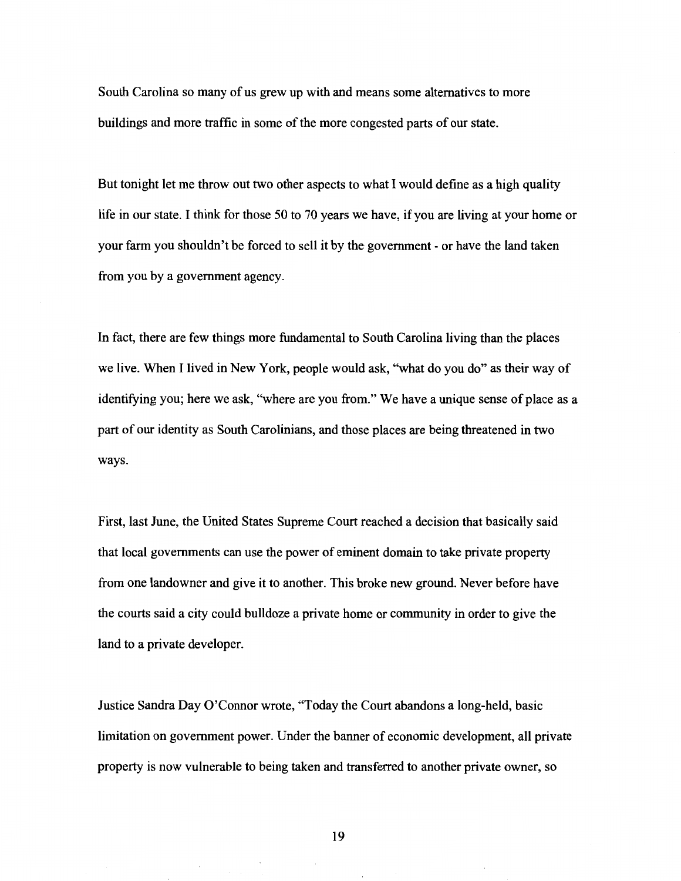South Carolina so many of us grew up with and means some alternatives to more buildings and more traffic in some of the more congested parts of our state.

But tonight let me throw out two other aspects to what I would define as a high quality life in our state. I think for those 50 to 70 years we have, if you are living at your home or your farm you shouldn't be forced to sell it by the government - or have the land taken from you by a government agency.

In fact, there are few things more fundamental to South Carolina living than the places we live. When I lived in New York, people would ask, "what do you do" as their way of identifying you; here we ask, "where are you from." We have a unique sense of place as a part of our identity as South Carolinians, and those places are being threatened in two ways.

First, last June, the United States Supreme Court reached a decision that basically said that local governments can use the power of eminent domain to take private property from one landowner and give it to another. This broke new ground. Never before have the courts said a city could bulldoze a private home or community in order to give the land to a private developer.

Justice Sandra Day O'Connor wrote, "Today the Court abandons a long-held, basic limitation on government power. Under the banner of economic development, all private property is now vulnerable to being taken and transferred to another private owner, so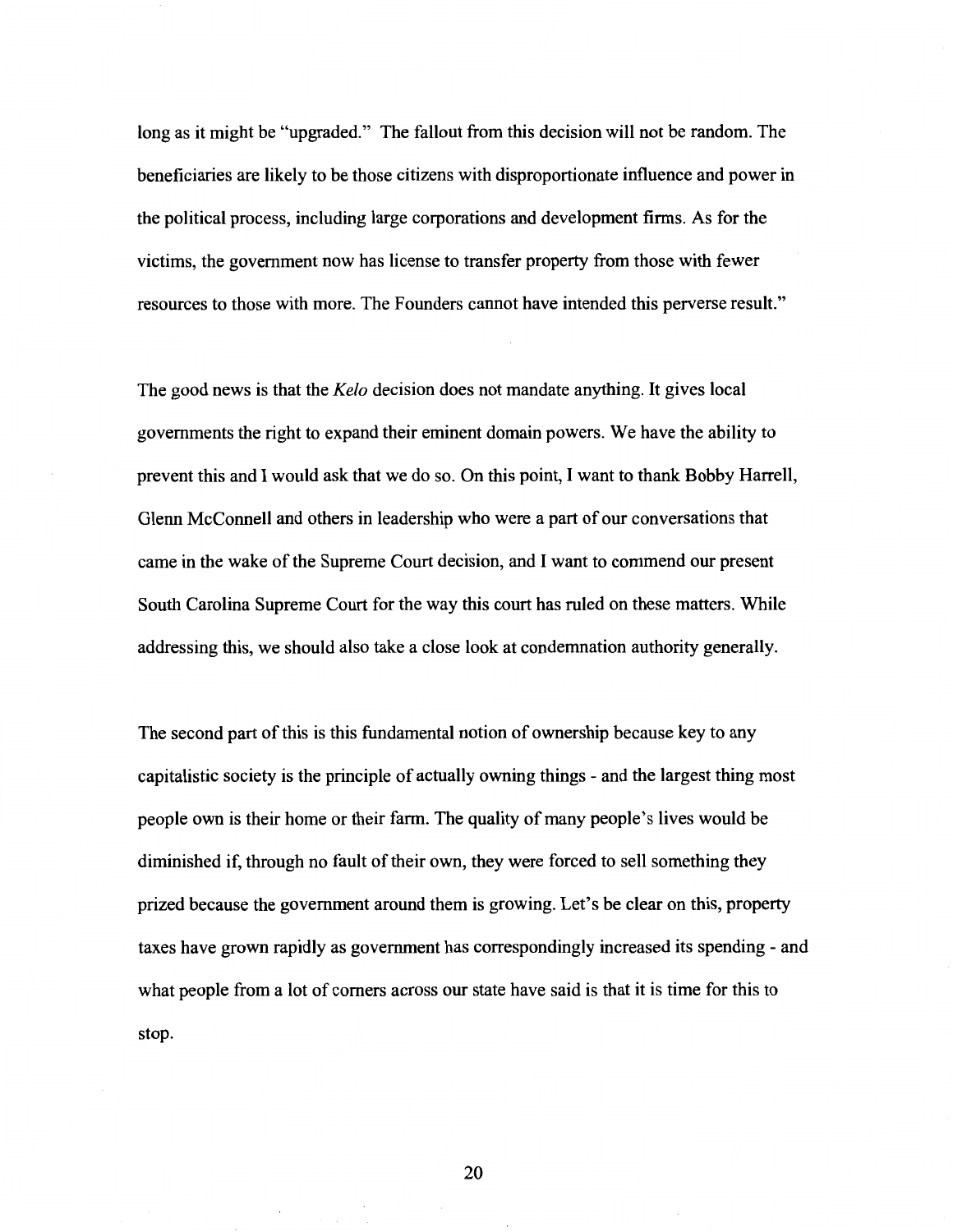long as it might be "upgraded." The fallout from this decision will not be random. The beneficiaries are likely to be those citizens with disproportionate influence and power in the political process, including large corporations and development firms. As for the victims, the government now has license to transfer property from those with fewer resources to those with more. The Founders cannot have intended this perverse result."

The good news is that the *Kelo* decision does not mandate anything. It gives local governments the right to expand their eminent domain powers. We have the ability to prevent this and I would ask that we do so. On this point, I want to thank Bobby Harrell, Glenn McConnell and others in leadership who were a part of our conversations that came in the wake of the Supreme Court decision, and I want to commend our present South Carolina Supreme Court for the way this court has ruled on these matters. While addressing this, we should also take a close look at condemnation authority generally.

The second part of this is this fundamental notion of ownership because key to any capitalistic society is the principle of actually owning things - and the largest thing most people own is their home or their farm. The quality of many people's lives would be diminished if, through no fault of their own, they were forced to sell something they prized because the government around them is growing. Let's be clear on this, property taxes have grown rapidly as government has correspondingly increased its spending - and what people from a lot of corners across our state have said is that it is time for this to stop.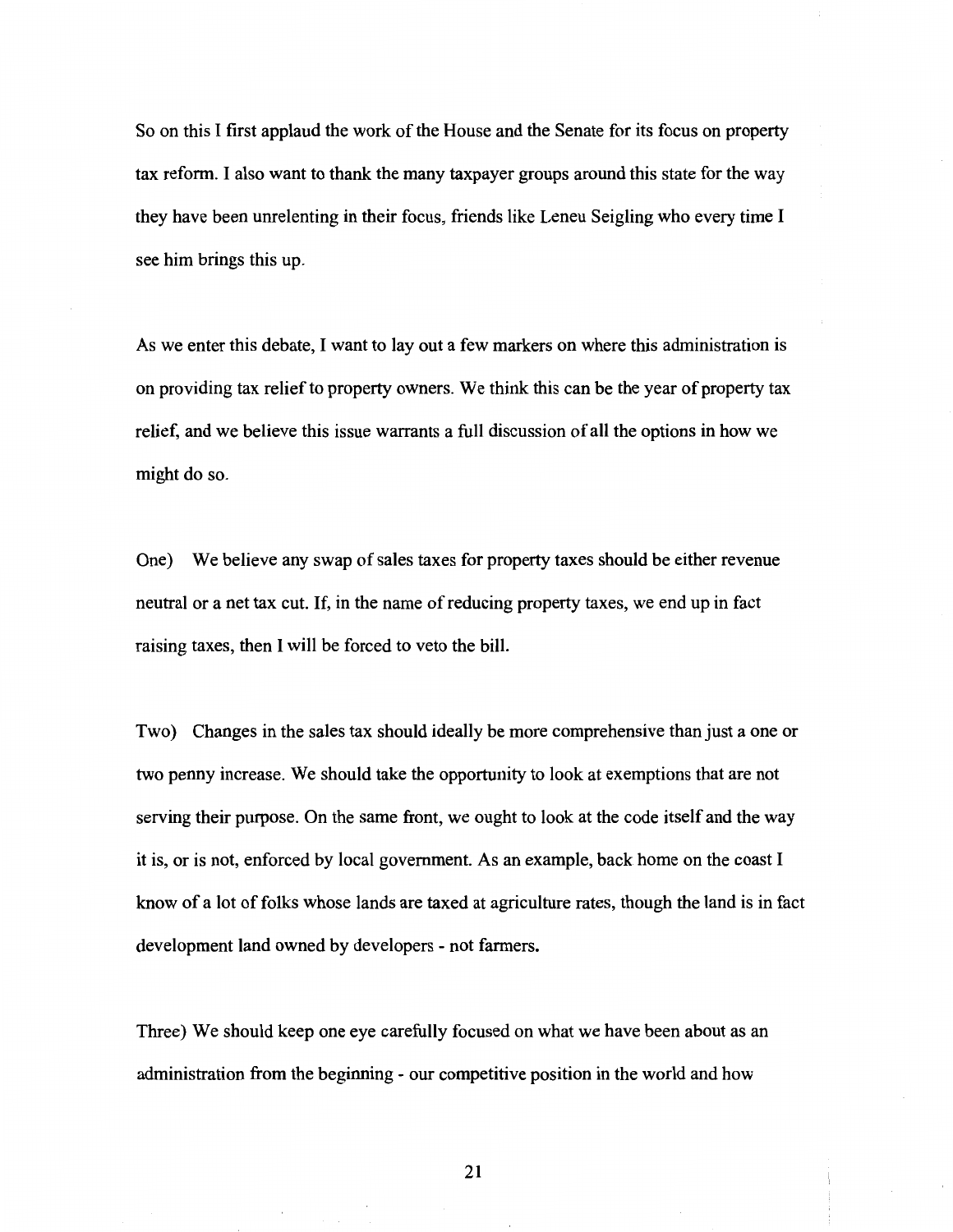So on this I first applaud the work of the House and the Senate for its focus on property tax reform. I also want to thank the many taxpayer groups around this state for the way they have been unrelenting in their focus, friends like Leneu Seigling who every time I see him brings this up.

As we enter this debate, I want to lay out a few markers on where this administration is on providing tax relief to property owners. We think this can be the year of property tax relief, and we believe this issue warrants a full discussion of all the options in how we might do so.

One) We believe any swap of sales taxes for property taxes should be either revenue neutral or a net tax cut. If, in the name of reducing property taxes, we end up in fact raising taxes, then I will be forced to veto the bill.

Two) Changes in the sales tax should ideally be more comprehensive than just a one or two penny increase. We should take the opportunity to look at exemptions that are not serving their purpose. On the same front, we ought to look at the code itself and the way it is, or is not, enforced by local government. As an example, back home on the coast I know of a lot of folks whose lands are taxed at agriculture rates, though the land is in fact development land owned by developers - not farmers.

Three) We should keep one eye carefully focused on what we have been about as an administration from the beginning - our competitive position in the world and how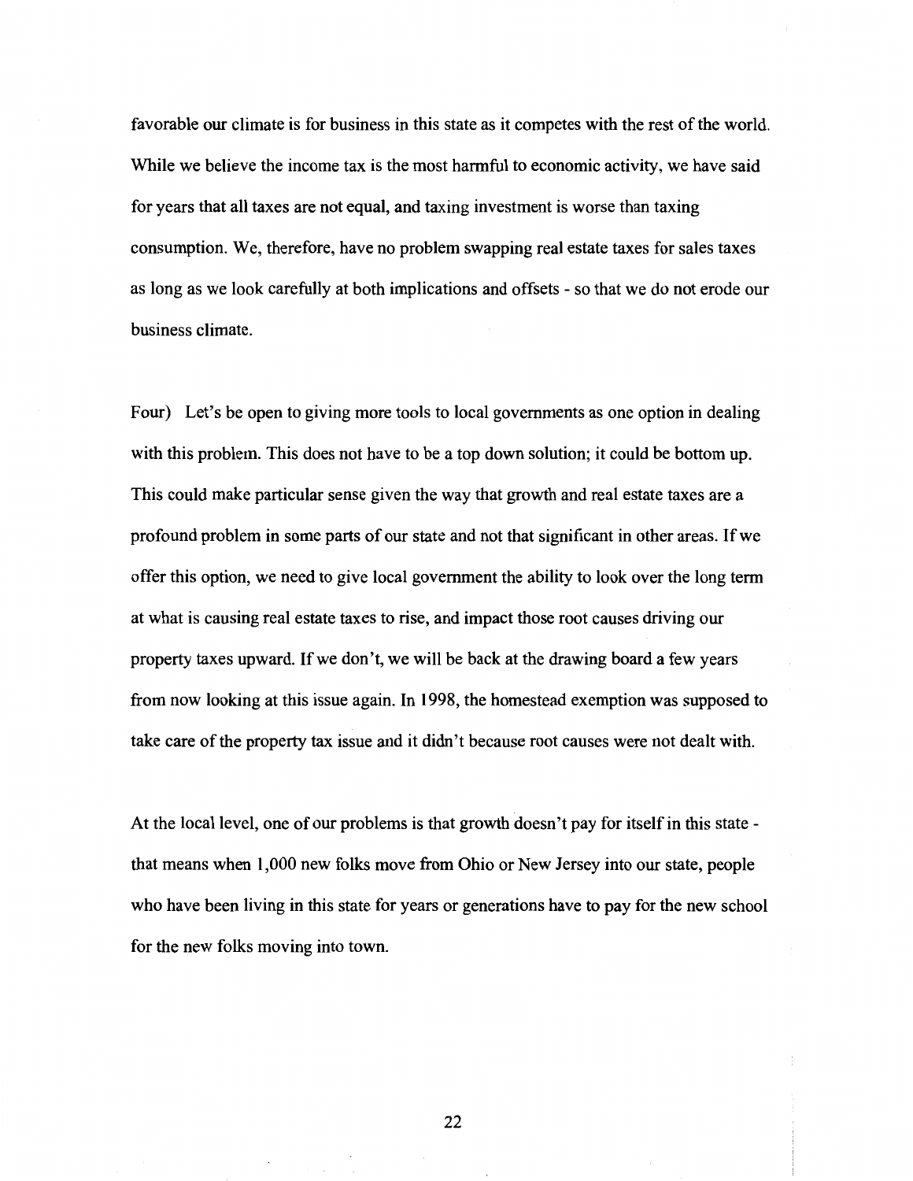favorable our climate is for business in this state as it competes with the rest of the world. While we believe the income tax is the most harmful to economic activity, we have said for years that all taxes are not equal, and taxing investment is worse than taxing consumption. We, therefore, have no problem swapping real estate taxes for sales taxes as long as we look carefully at both implications and offsets - so that we do not erode our business climate.

Four) Let's be open to giving more tools to local governments as one option in dealing with this problem. This does not have to be a top down solution; it could be bottom up. This could make particular sense given the way that growth and real estate taxes are a profound problem in some parts of our state and not that significant in other areas. If we offer this option, we need to give local government the ability to look over the long term at what is causing real estate taxes to rise, and impact those root causes driving our property taxes upward. If we don't, we will be back at the drawing board a few years from now looking at this issue again. In 1998, the homestead exemption was supposed to take care of the property tax issue and it didn't because root causes were not dealt with.

At the local level, one of our problems is that growth doesn't pay for itself in this state - that means when 1,000 new folks move from Ohio or New Jersey into our state, people who have been living in this state for years or generations have to pay for the new school for the new folks moving into town.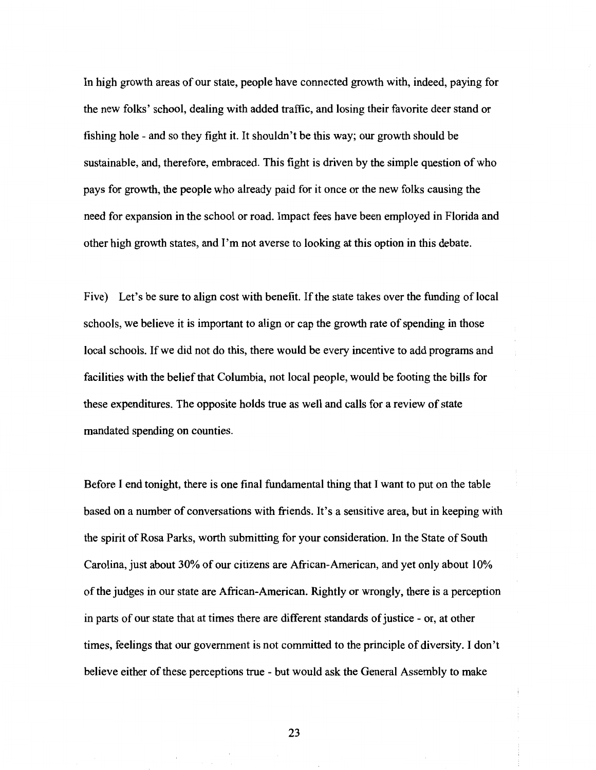In high growth areas of our state, people have connected growth with, indeed, paying for the new folks' school, dealing with added traffic, and losing their favorite deer stand or fishing hole - and so they fight it. It shouldn't be this way; our growth should be sustainable, and, therefore, embraced. This fight is driven by the simple question of who pays for growth, the people who already paid for it once or the new folks causing the need for expansion in the school or road. Impact fees have been employed in Florida and other high growth states, and I'm not averse to looking at this option in this debate.

Five) Let's be sure to align cost with benefit. If the state takes over the funding of local schools, we believe it is important to align or cap the growth rate of spending in those local schools. If we did not do this, there would be every incentive to add programs and facilities with the belief that Columbia, not local people, would be footing the bills for these expenditures. The opposite holds true as well and calls for a review of state mandated spending on counties.

Before I end tonight, there is one final fundamental thing that I want to put on the table based on a number of conversations with friends. It's a sensitive area, but in keeping with the spirit of Rosa Parks, worth submitting for your consideration. In the State of South Carolina, just about 30% of our citizens are African-American, and yet only about 10% of the judges in our state are African-American. Rightly or wrongly, there is a perception in parts of our state that at times there are different standards of justice - or, at other times, feelings that our government is not committed to the principle of diversity. I don't believe either of these perceptions true - but would ask the General Assembly to make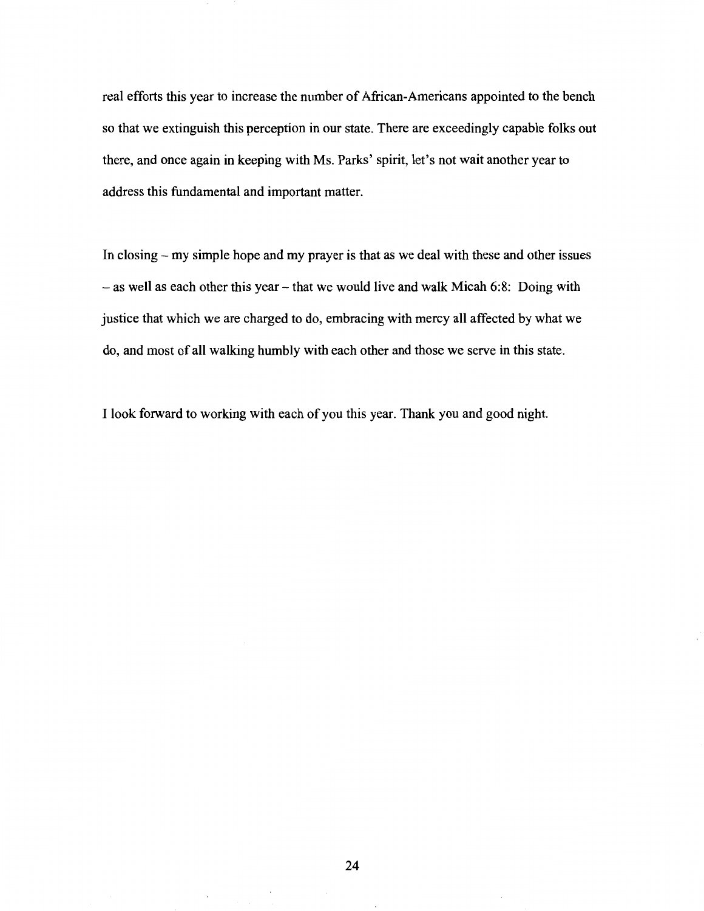real efforts this year to increase the number of African-Americans appointed to the bench so that we extinguish this perception in our state. There are exceedingly capable folks out there, and once again in keeping with Ms. Parks' spirit, let's not wait another year to address this fundamental and important matter.

In closing – my simple hope and my prayer is that as we deal with these and other issues – as well as each other this year – that we would live and walk Micah 6:8: Doing with justice that which we are charged to do, embracing with mercy all affected by what we do, and most of all walking humbly with each other and those we serve in this state.

I look forward to working with each of you this year. Thank you and good night.